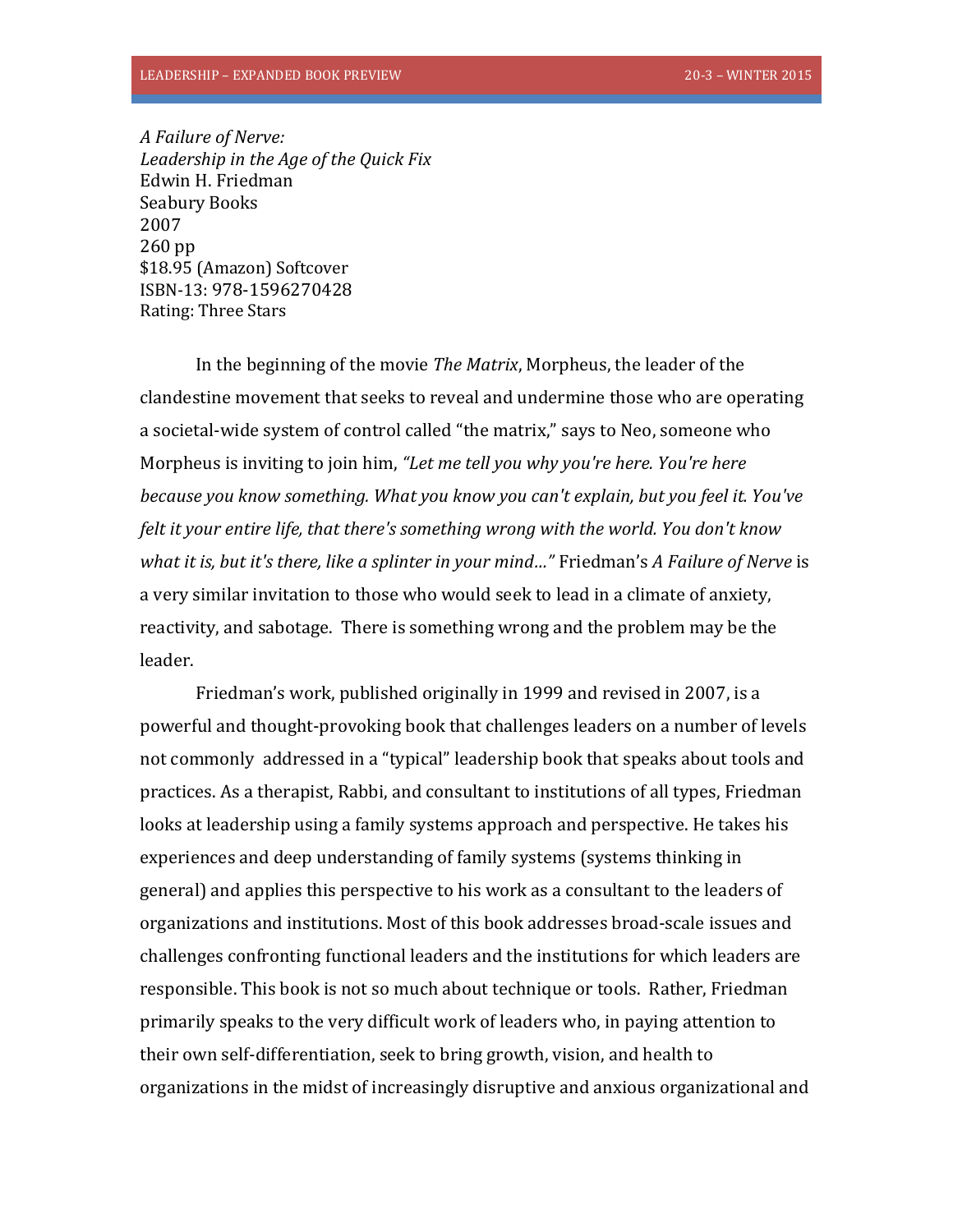*A Failure of Nerve:*
*Leadership in the Age of the Quick Fix*
Edwin H. Friedman
Seabury Books
2007
260 pp
$18.95 (Amazon) Softcover
ISBN-13: 978-1596270428
Rating: Three Stars

In the beginning of the movie *The Matrix*, Morpheus, the leader of the clandestine movement that seeks to reveal and undermine those who are operating a societal-wide system of control called "the matrix," says to Neo, someone who Morpheus is inviting to join him, *"Let me tell you why you're here. You're here because you know something. What you know you can't explain, but you feel it. You've felt it your entire life, that there's something wrong with the world. You don't know what it is, but it's there, like a splinter in your mind…"* Friedman's *A Failure of Nerve* is a very similar invitation to those who would seek to lead in a climate of anxiety, reactivity, and sabotage. There is something wrong and the problem may be the leader.

Friedman's work, published originally in 1999 and revised in 2007, is a powerful and thought-provoking book that challenges leaders on a number of levels not commonly addressed in a "typical" leadership book that speaks about tools and practices. As a therapist, Rabbi, and consultant to institutions of all types, Friedman looks at leadership using a family systems approach and perspective. He takes his experiences and deep understanding of family systems (systems thinking in general) and applies this perspective to his work as a consultant to the leaders of organizations and institutions. Most of this book addresses broad-scale issues and challenges confronting functional leaders and the institutions for which leaders are responsible. This book is not so much about technique or tools. Rather, Friedman primarily speaks to the very difficult work of leaders who, in paying attention to their own self-differentiation, seek to bring growth, vision, and health to organizations in the midst of increasingly disruptive and anxious organizational and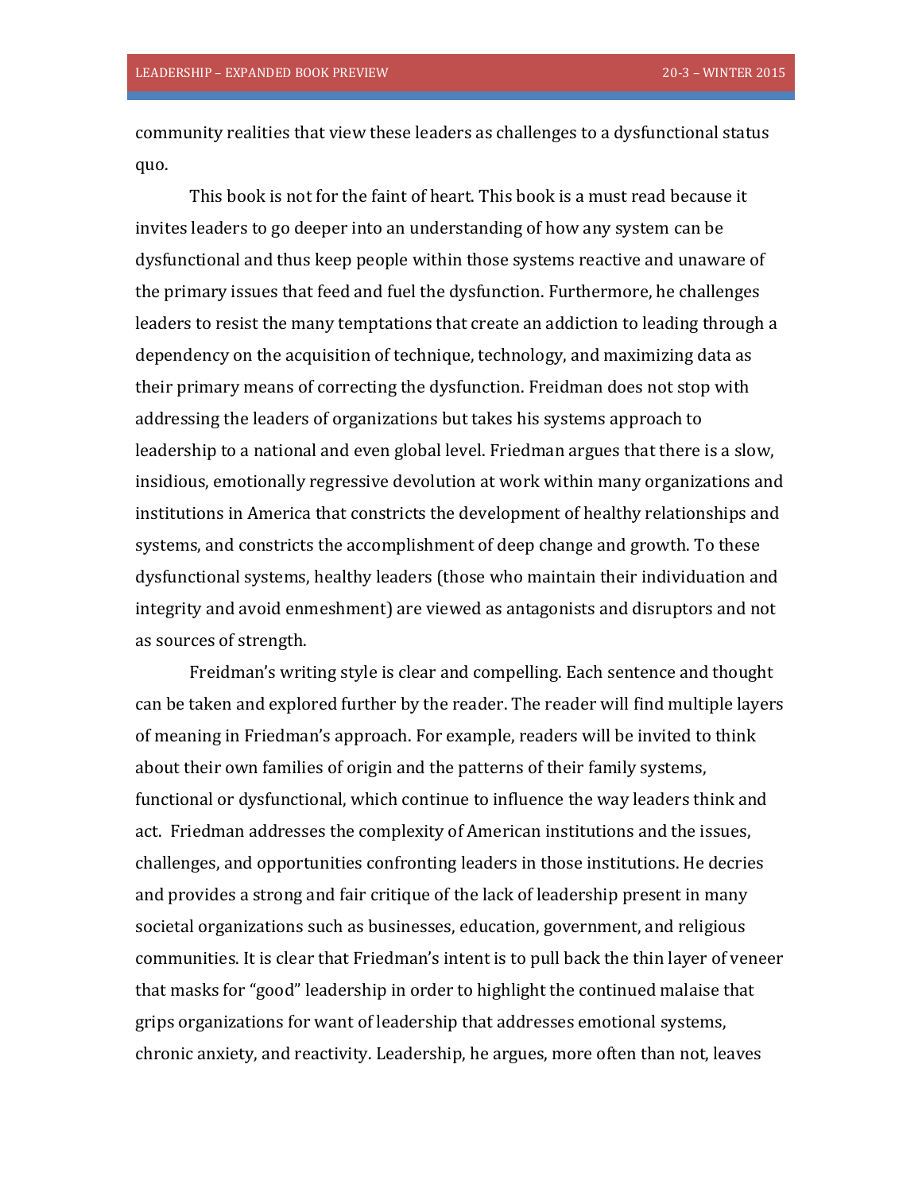community realities that view these leaders as challenges to a dysfunctional status quo.

This book is not for the faint of heart. This book is a must read because it invites leaders to go deeper into an understanding of how any system can be dysfunctional and thus keep people within those systems reactive and unaware of the primary issues that feed and fuel the dysfunction. Furthermore, he challenges leaders to resist the many temptations that create an addiction to leading through a dependency on the acquisition of technique, technology, and maximizing data as their primary means of correcting the dysfunction. Freidman does not stop with addressing the leaders of organizations but takes his systems approach to leadership to a national and even global level. Friedman argues that there is a slow, insidious, emotionally regressive devolution at work within many organizations and institutions in America that constricts the development of healthy relationships and systems, and constricts the accomplishment of deep change and growth. To these dysfunctional systems, healthy leaders (those who maintain their individuation and integrity and avoid enmeshment) are viewed as antagonists and disruptors and not as sources of strength.

Freidman's writing style is clear and compelling. Each sentence and thought can be taken and explored further by the reader. The reader will find multiple layers of meaning in Friedman's approach. For example, readers will be invited to think about their own families of origin and the patterns of their family systems, functional or dysfunctional, which continue to influence the way leaders think and act. Friedman addresses the complexity of American institutions and the issues, challenges, and opportunities confronting leaders in those institutions. He decries and provides a strong and fair critique of the lack of leadership present in many societal organizations such as businesses, education, government, and religious communities. It is clear that Friedman's intent is to pull back the thin layer of veneer that masks for "good" leadership in order to highlight the continued malaise that grips organizations for want of leadership that addresses emotional systems, chronic anxiety, and reactivity. Leadership, he argues, more often than not, leaves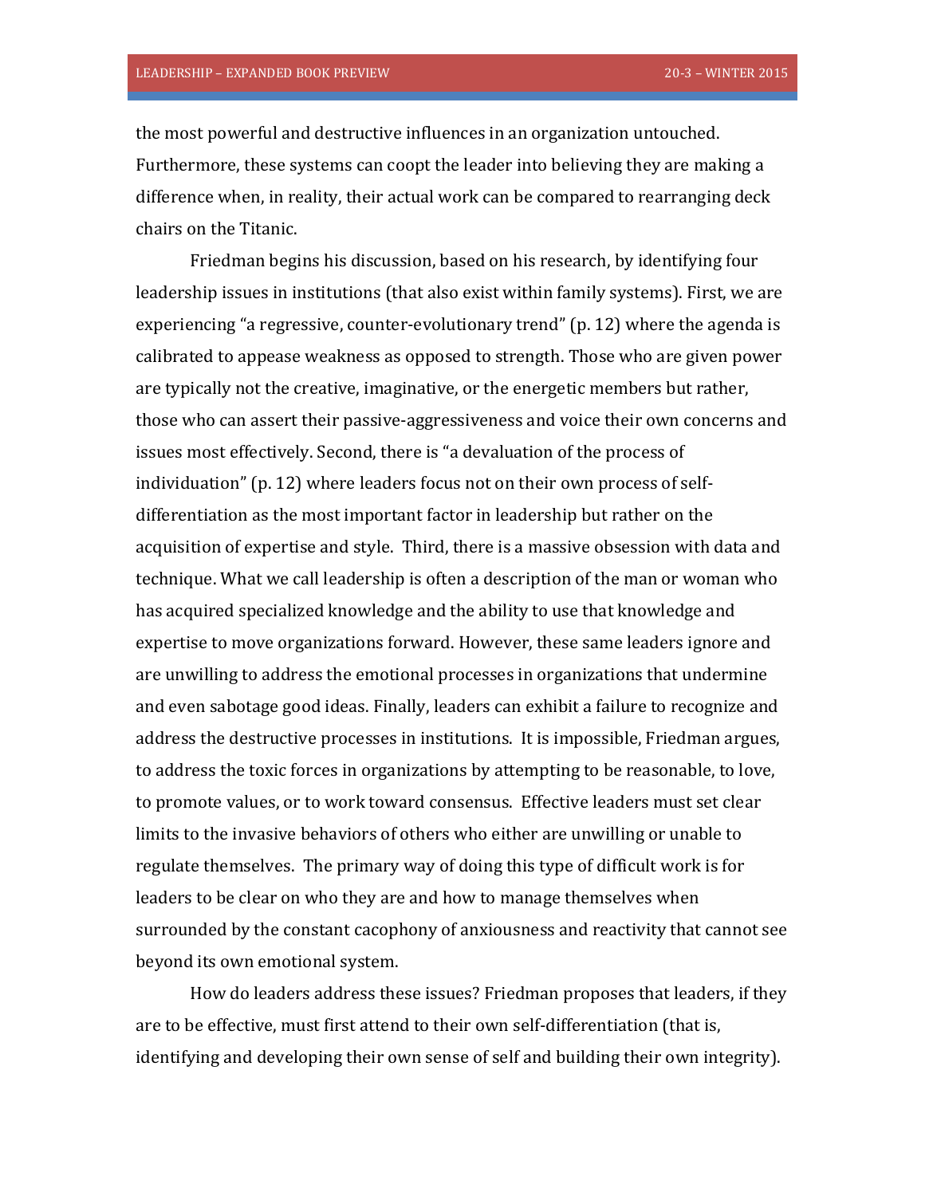the most powerful and destructive influences in an organization untouched. Furthermore, these systems can coopt the leader into believing they are making a difference when, in reality, their actual work can be compared to rearranging deck chairs on the Titanic.

Friedman begins his discussion, based on his research, by identifying four leadership issues in institutions (that also exist within family systems). First, we are experiencing "a regressive, counter-evolutionary trend" (p. 12) where the agenda is calibrated to appease weakness as opposed to strength. Those who are given power are typically not the creative, imaginative, or the energetic members but rather, those who can assert their passive-aggressiveness and voice their own concerns and issues most effectively. Second, there is "a devaluation of the process of individuation" (p. 12) where leaders focus not on their own process of self-differentiation as the most important factor in leadership but rather on the acquisition of expertise and style. Third, there is a massive obsession with data and technique. What we call leadership is often a description of the man or woman who has acquired specialized knowledge and the ability to use that knowledge and expertise to move organizations forward. However, these same leaders ignore and are unwilling to address the emotional processes in organizations that undermine and even sabotage good ideas. Finally, leaders can exhibit a failure to recognize and address the destructive processes in institutions. It is impossible, Friedman argues, to address the toxic forces in organizations by attempting to be reasonable, to love, to promote values, or to work toward consensus. Effective leaders must set clear limits to the invasive behaviors of others who either are unwilling or unable to regulate themselves. The primary way of doing this type of difficult work is for leaders to be clear on who they are and how to manage themselves when surrounded by the constant cacophony of anxiousness and reactivity that cannot see beyond its own emotional system.

How do leaders address these issues? Friedman proposes that leaders, if they are to be effective, must first attend to their own self-differentiation (that is, identifying and developing their own sense of self and building their own integrity).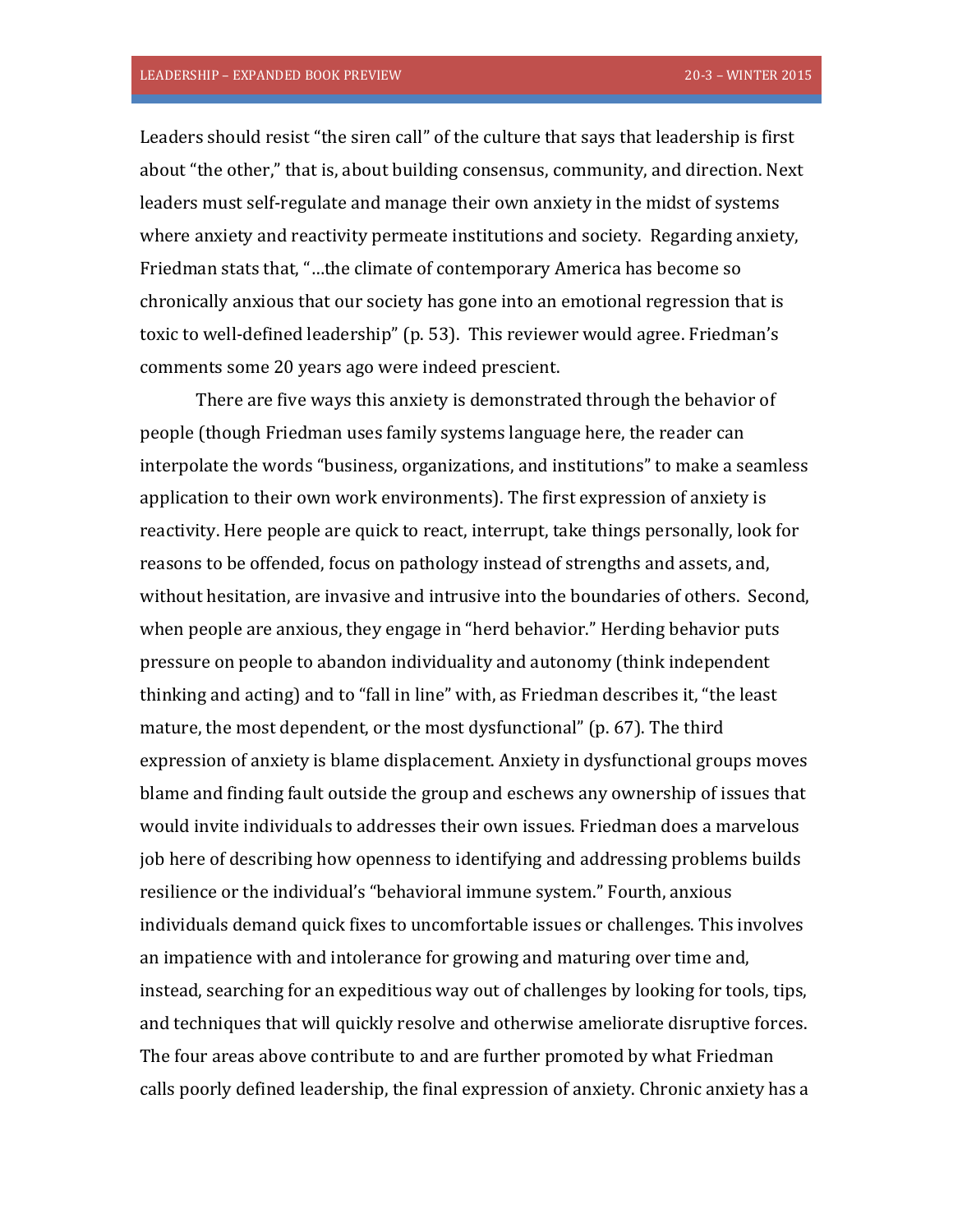Leaders should resist "the siren call" of the culture that says that leadership is first about "the other," that is, about building consensus, community, and direction. Next leaders must self-regulate and manage their own anxiety in the midst of systems where anxiety and reactivity permeate institutions and society. Regarding anxiety, Friedman stats that, "…the climate of contemporary America has become so chronically anxious that our society has gone into an emotional regression that is toxic to well-defined leadership" (p. 53). This reviewer would agree. Friedman's comments some 20 years ago were indeed prescient.

There are five ways this anxiety is demonstrated through the behavior of people (though Friedman uses family systems language here, the reader can interpolate the words "business, organizations, and institutions" to make a seamless application to their own work environments). The first expression of anxiety is reactivity. Here people are quick to react, interrupt, take things personally, look for reasons to be offended, focus on pathology instead of strengths and assets, and, without hesitation, are invasive and intrusive into the boundaries of others. Second, when people are anxious, they engage in "herd behavior." Herding behavior puts pressure on people to abandon individuality and autonomy (think independent thinking and acting) and to "fall in line" with, as Friedman describes it, "the least mature, the most dependent, or the most dysfunctional" (p. 67). The third expression of anxiety is blame displacement. Anxiety in dysfunctional groups moves blame and finding fault outside the group and eschews any ownership of issues that would invite individuals to addresses their own issues. Friedman does a marvelous job here of describing how openness to identifying and addressing problems builds resilience or the individual's "behavioral immune system." Fourth, anxious individuals demand quick fixes to uncomfortable issues or challenges. This involves an impatience with and intolerance for growing and maturing over time and, instead, searching for an expeditious way out of challenges by looking for tools, tips, and techniques that will quickly resolve and otherwise ameliorate disruptive forces. The four areas above contribute to and are further promoted by what Friedman calls poorly defined leadership, the final expression of anxiety. Chronic anxiety has a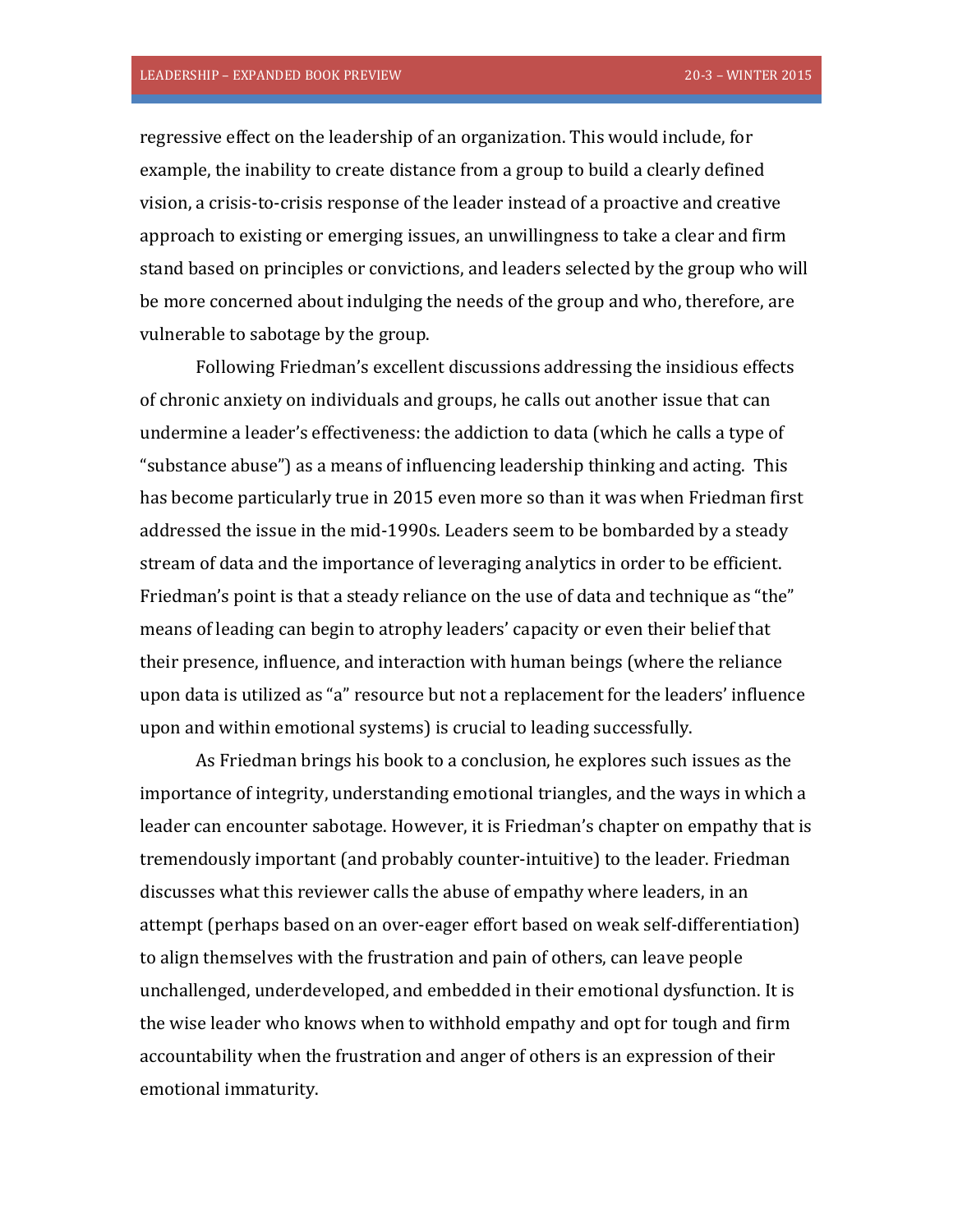regressive effect on the leadership of an organization. This would include, for example, the inability to create distance from a group to build a clearly defined vision, a crisis-to-crisis response of the leader instead of a proactive and creative approach to existing or emerging issues, an unwillingness to take a clear and firm stand based on principles or convictions, and leaders selected by the group who will be more concerned about indulging the needs of the group and who, therefore, are vulnerable to sabotage by the group.

Following Friedman's excellent discussions addressing the insidious effects of chronic anxiety on individuals and groups, he calls out another issue that can undermine a leader's effectiveness: the addiction to data (which he calls a type of "substance abuse") as a means of influencing leadership thinking and acting. This has become particularly true in 2015 even more so than it was when Friedman first addressed the issue in the mid-1990s. Leaders seem to be bombarded by a steady stream of data and the importance of leveraging analytics in order to be efficient. Friedman's point is that a steady reliance on the use of data and technique as "the" means of leading can begin to atrophy leaders' capacity or even their belief that their presence, influence, and interaction with human beings (where the reliance upon data is utilized as "a" resource but not a replacement for the leaders' influence upon and within emotional systems) is crucial to leading successfully.

As Friedman brings his book to a conclusion, he explores such issues as the importance of integrity, understanding emotional triangles, and the ways in which a leader can encounter sabotage. However, it is Friedman's chapter on empathy that is tremendously important (and probably counter-intuitive) to the leader. Friedman discusses what this reviewer calls the abuse of empathy where leaders, in an attempt (perhaps based on an over-eager effort based on weak self-differentiation) to align themselves with the frustration and pain of others, can leave people unchallenged, underdeveloped, and embedded in their emotional dysfunction. It is the wise leader who knows when to withhold empathy and opt for tough and firm accountability when the frustration and anger of others is an expression of their emotional immaturity.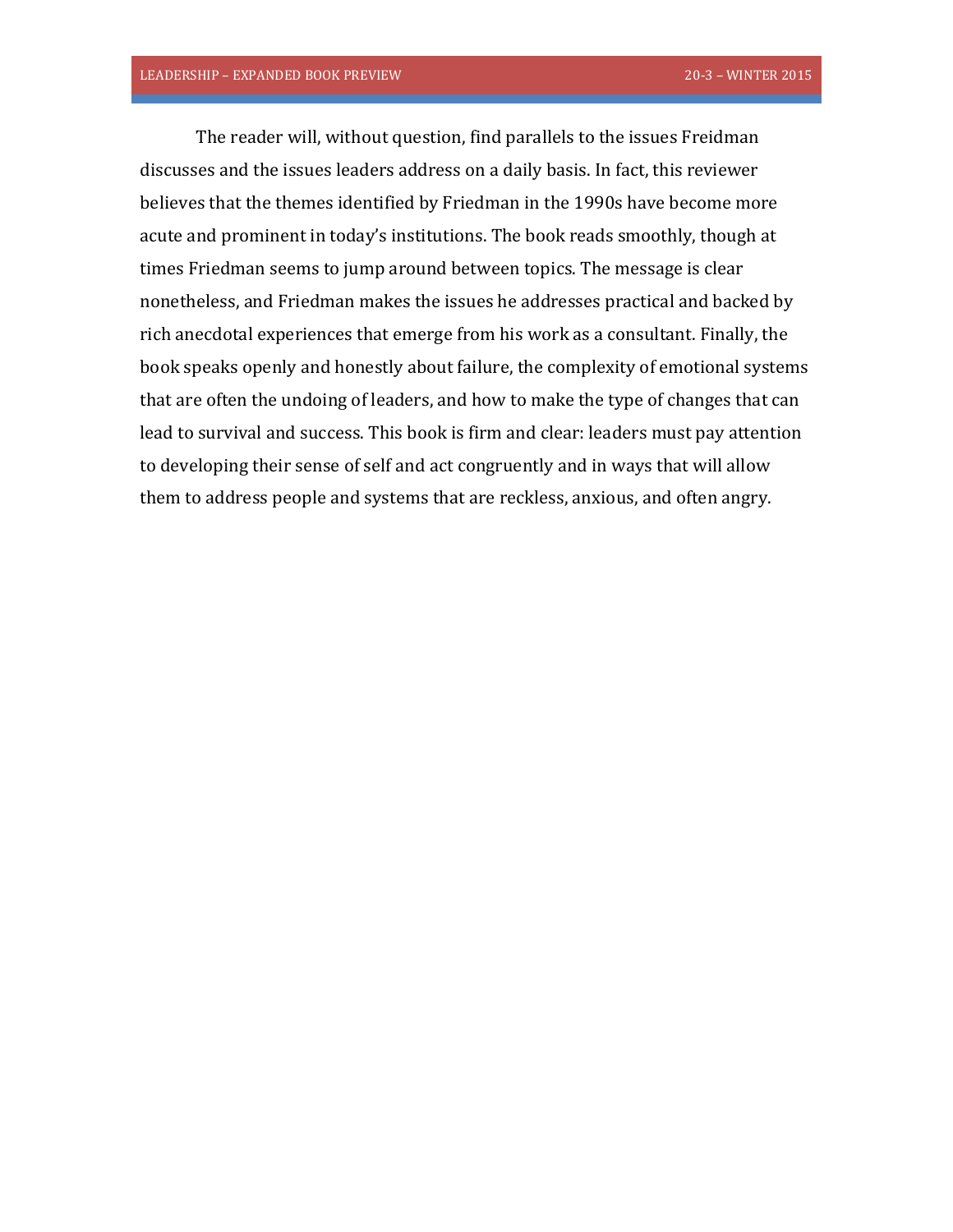The reader will, without question, find parallels to the issues Freidman discusses and the issues leaders address on a daily basis. In fact, this reviewer believes that the themes identified by Friedman in the 1990s have become more acute and prominent in today's institutions. The book reads smoothly, though at times Friedman seems to jump around between topics. The message is clear nonetheless, and Friedman makes the issues he addresses practical and backed by rich anecdotal experiences that emerge from his work as a consultant. Finally, the book speaks openly and honestly about failure, the complexity of emotional systems that are often the undoing of leaders, and how to make the type of changes that can lead to survival and success. This book is firm and clear: leaders must pay attention to developing their sense of self and act congruently and in ways that will allow them to address people and systems that are reckless, anxious, and often angry.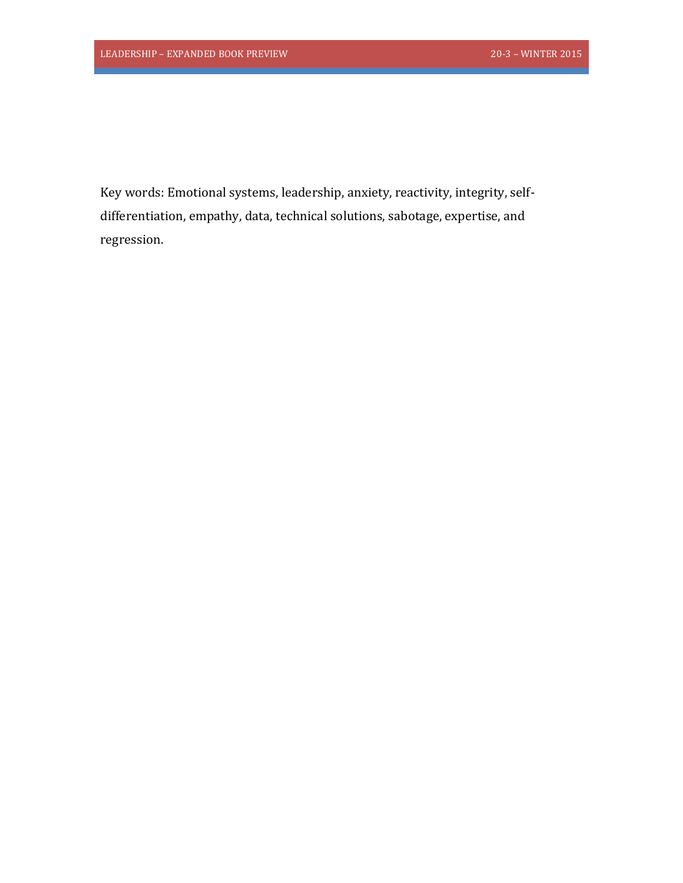Key words: Emotional systems, leadership, anxiety, reactivity, integrity, self-differentiation, empathy, data, technical solutions, sabotage, expertise, and regression.